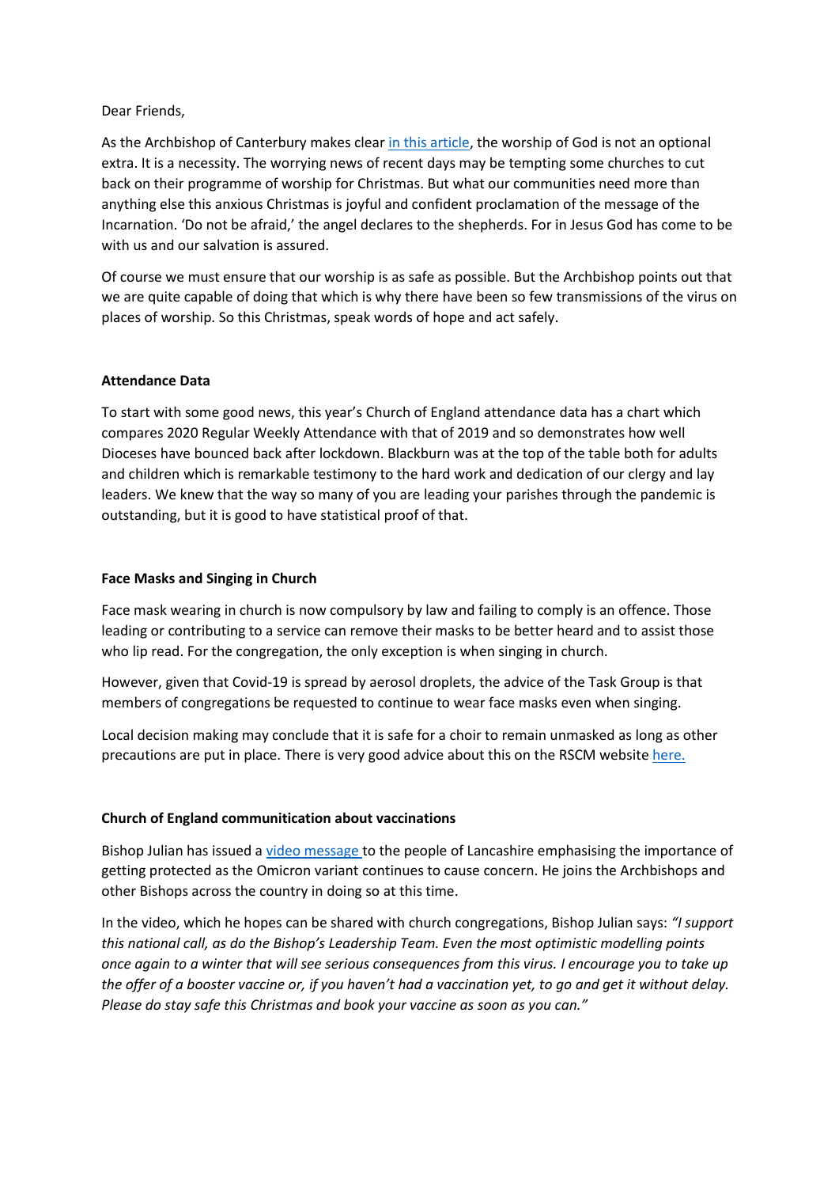Dear Friends,

As the Archbishop of Canterbury makes clear in this article, the worship of God is not an optional extra. It is a necessity. The worrying news of recent days may be tempting some churches to cut back on their programme of worship for Christmas. But what our communities need more than anything else this anxious Christmas is joyful and confident proclamation of the message of the Incarnation. 'Do not be afraid,' the angel declares to the shepherds. For in Jesus God has come to be with us and our salvation is assured.

Of course we must ensure that our worship is as safe as possible. But the Archbishop points out that we are quite capable of doing that which is why there have been so few transmissions of the virus on places of worship. So this Christmas, speak words of hope and act safely.

**Attendance Data**

To start with some good news, this year's Church of England attendance data has a chart which compares 2020 Regular Weekly Attendance with that of 2019 and so demonstrates how well Dioceses have bounced back after lockdown. Blackburn was at the top of the table both for adults and children which is remarkable testimony to the hard work and dedication of our clergy and lay leaders. We knew that the way so many of you are leading your parishes through the pandemic is outstanding, but it is good to have statistical proof of that.

**Face Masks and Singing in Church**

Face mask wearing in church is now compulsory by law and failing to comply is an offence. Those leading or contributing to a service can remove their masks to be better heard and to assist those who lip read. For the congregation, the only exception is when singing in church.

However, given that Covid-19 is spread by aerosol droplets, the advice of the Task Group is that members of congregations be requested to continue to wear face masks even when singing.

Local decision making may conclude that it is safe for a choir to remain unmasked as long as other precautions are put in place. There is very good advice about this on the RSCM website here.

**Church of England communitication about vaccinations**

Bishop Julian has issued a video message to the people of Lancashire emphasising the importance of getting protected as the Omicron variant continues to cause concern. He joins the Archbishops and other Bishops across the country in doing so at this time.

In the video, which he hopes can be shared with church congregations, Bishop Julian says: *"I support this national call, as do the Bishop's Leadership Team. Even the most optimistic modelling points once again to a winter that will see serious consequences from this virus. I encourage you to take up the offer of a booster vaccine or, if you haven't had a vaccination yet, to go and get it without delay. Please do stay safe this Christmas and book your vaccine as soon as you can."*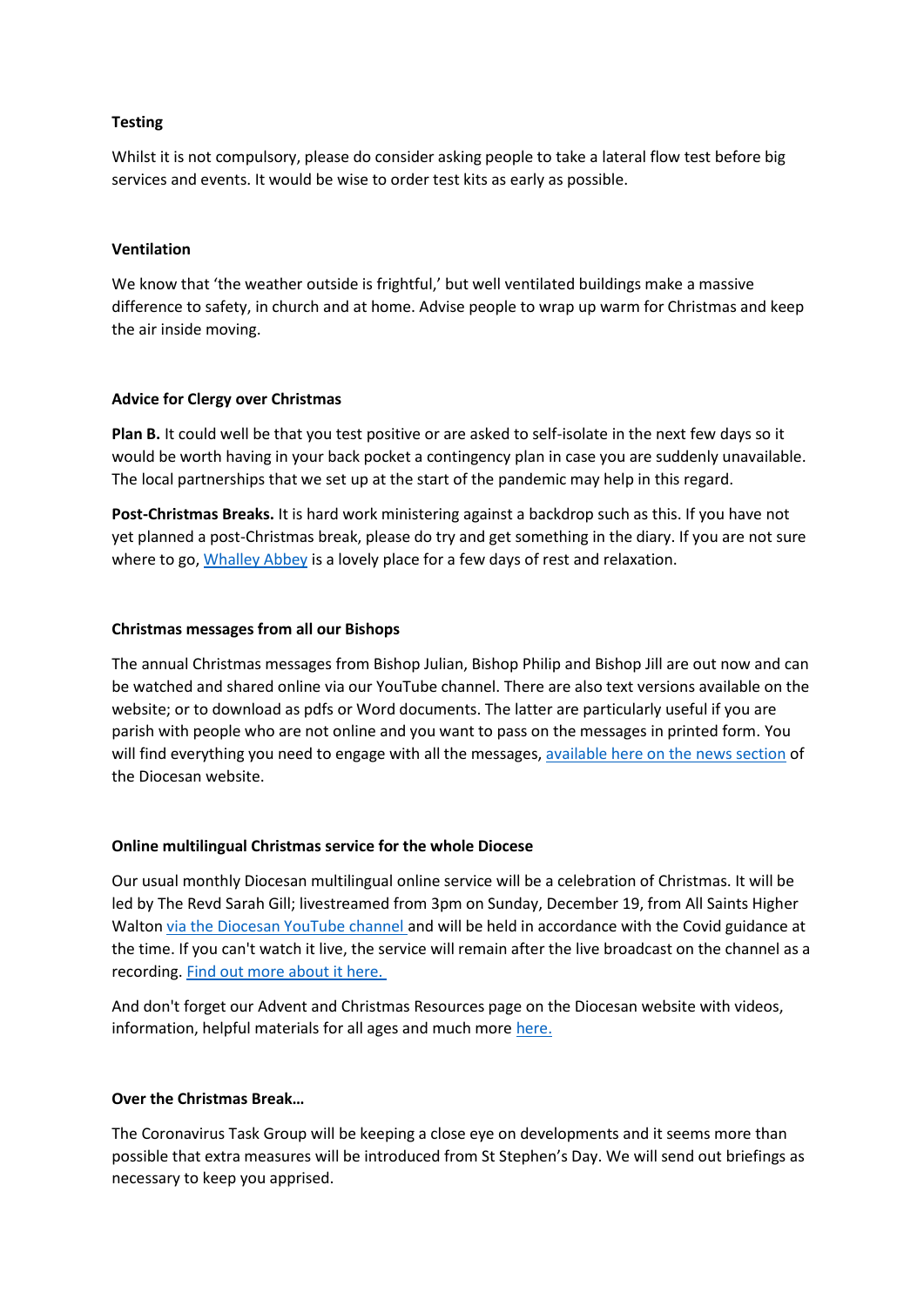**Testing**

Whilst it is not compulsory, please do consider asking people to take a lateral flow test before big services and events. It would be wise to order test kits as early as possible.

**Ventilation**

We know that 'the weather outside is frightful,' but well ventilated buildings make a massive difference to safety, in church and at home. Advise people to wrap up warm for Christmas and keep the air inside moving.

**Advice for Clergy over Christmas**

**Plan B.** It could well be that you test positive or are asked to self-isolate in the next few days so it would be worth having in your back pocket a contingency plan in case you are suddenly unavailable. The local partnerships that we set up at the start of the pandemic may help in this regard.

**Post-Christmas Breaks.** It is hard work ministering against a backdrop such as this. If you have not yet planned a post-Christmas break, please do try and get something in the diary. If you are not sure where to go, Whalley Abbey is a lovely place for a few days of rest and relaxation.

**Christmas messages from all our Bishops**

The annual Christmas messages from Bishop Julian, Bishop Philip and Bishop Jill are out now and can be watched and shared online via our YouTube channel. There are also text versions available on the website; or to download as pdfs or Word documents. The latter are particularly useful if you are parish with people who are not online and you want to pass on the messages in printed form. You will find everything you need to engage with all the messages, available here on the news section of the Diocesan website.

**Online multilingual Christmas service for the whole Diocese**

Our usual monthly Diocesan multilingual online service will be a celebration of Christmas. It will be led by The Revd Sarah Gill; livestreamed from 3pm on Sunday, December 19, from All Saints Higher Walton via the Diocesan YouTube channel and will be held in accordance with the Covid guidance at the time. If you can't watch it live, the service will remain after the live broadcast on the channel as a recording. Find out more about it here.

And don't forget our Advent and Christmas Resources page on the Diocesan website with videos, information, helpful materials for all ages and much more here.

**Over the Christmas Break…**

The Coronavirus Task Group will be keeping a close eye on developments and it seems more than possible that extra measures will be introduced from St Stephen's Day. We will send out briefings as necessary to keep you apprised.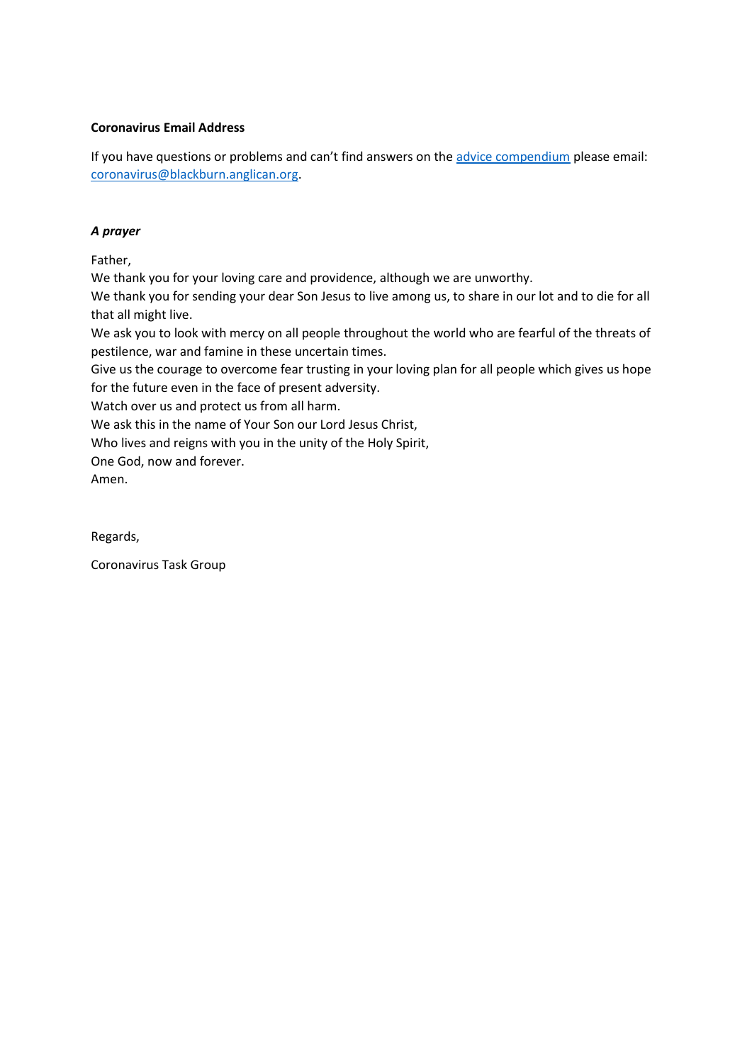**Coronavirus Email Address**

If you have questions or problems and can't find answers on the [advice compendium](#) please email: [coronavirus@blackburn.anglican.org](mailto:coronavirus@blackburn.anglican.org).

***A prayer***

Father,
We thank you for your loving care and providence, although we are unworthy.
We thank you for sending your dear Son Jesus to live among us, to share in our lot and to die for all that all might live.
We ask you to look with mercy on all people throughout the world who are fearful of the threats of pestilence, war and famine in these uncertain times.
Give us the courage to overcome fear trusting in your loving plan for all people which gives us hope for the future even in the face of present adversity.
Watch over us and protect us from all harm.
We ask this in the name of Your Son our Lord Jesus Christ,
Who lives and reigns with you in the unity of the Holy Spirit,
One God, now and forever.
Amen.

Regards,

Coronavirus Task Group